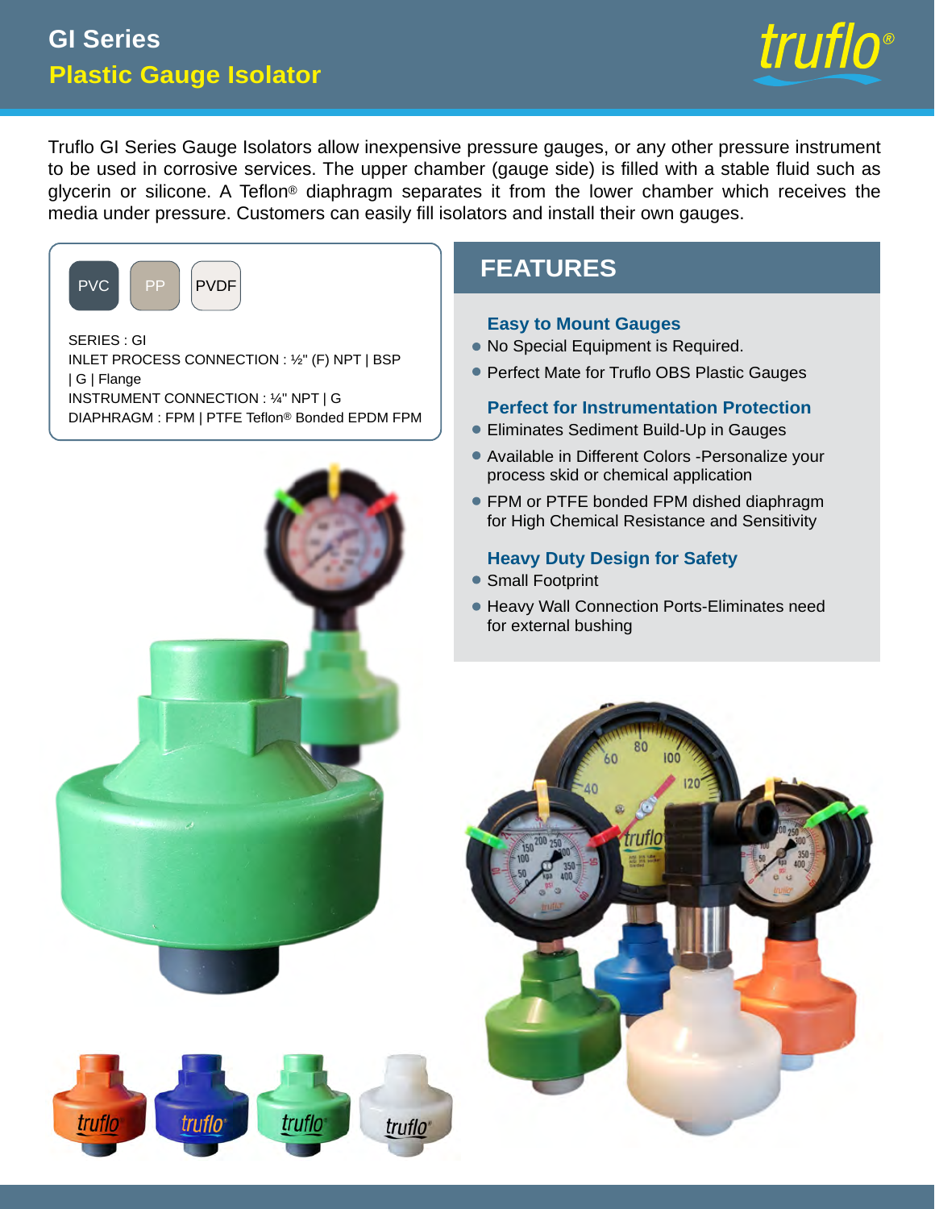# GI Series

## Plastic Gauge Isolator

truflo®

Truflo GI Series Gauge Isolators allow inexpensive pressure gauges, or any other pressure instrument to be used in corrosive services. The upper chamber (gauge side) is filled with a stable fluid such as glycerin or silicone. A Teflon® diaphragm separates it from the lower chamber which receives the media under pressure. Customers can easily fill isolators and install their own gauges.

PVC | PP | PVDF

SERIES : GI
INLET PROCESS CONNECTION : ½" (F) NPT | BSP | G | Flange
INSTRUMENT CONNECTION : ¼" NPT | G
DIAPHRAGM : FPM | PTFE Teflon® Bonded EPDM FPM

## FEATURES

### Easy to Mount Gauges

- No Special Equipment is Required.
- Perfect Mate for Truflo OBS Plastic Gauges

### Perfect for Instrumentation Protection

- Eliminates Sediment Build-Up in Gauges
- Available in Different Colors -Personalize your process skid or chemical application
- FPM or PTFE bonded FPM dished diaphragm for High Chemical Resistance and Sensitivity

### Heavy Duty Design for Safety

- Small Footprint
- Heavy Wall Connection Ports-Eliminates need for external bushing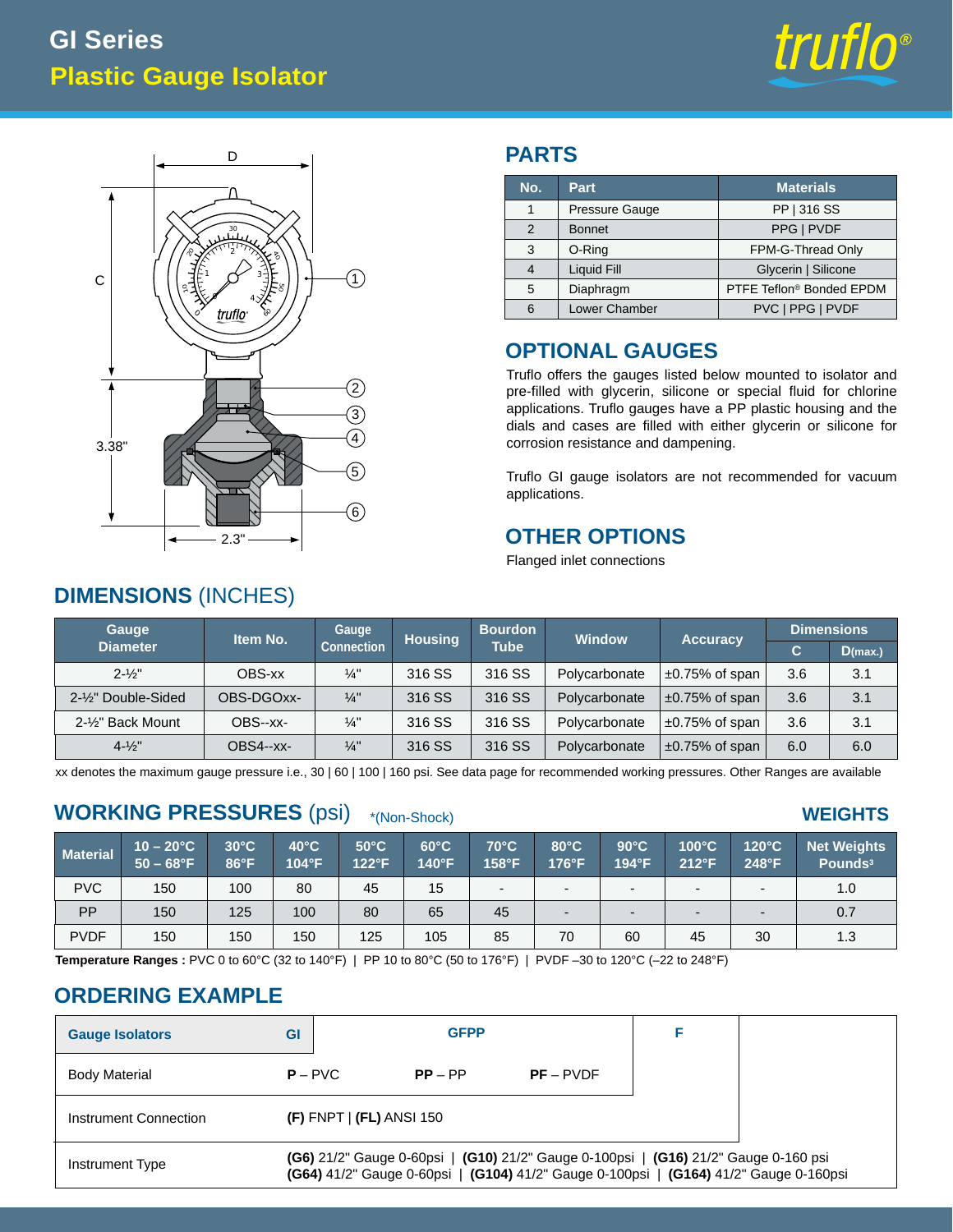# GI Series
## Plastic Gauge Isolator

truflo®

D

C

3.38"

2.3"

## PARTS

| No. | Part | Materials |
|---|---|---|
| 1 | Pressure Gauge | PP \| 316 SS |
| 2 | Bonnet | PPG \| PVDF |
| 3 | O-Ring | FPM-G-Thread Only |
| 4 | Liquid Fill | Glycerin \| Silicone |
| 5 | Diaphragm | PTFE Teflon® Bonded EPDM |
| 6 | Lower Chamber | PVC \| PPG \| PVDF |

## OPTIONAL GAUGES

Truflo offers the gauges listed below mounted to isolator and pre-filled with glycerin, silicone or special fluid for chlorine applications. Truflo gauges have a PP plastic housing and the dials and cases are filled with either glycerin or silicone for corrosion resistance and dampening.

Truflo GI gauge isolators are not recommended for vacuum applications.

## OTHER OPTIONS

Flanged inlet connections

## DIMENSIONS (INCHES)

| Gauge Diameter | Item No. | Gauge Connection | Housing | Bourdon Tube | Window | Accuracy | Dimensions | |
|---|---|---|---|---|---|---|---|---|
| | | | | | | | C | D(max.) |
| 2-½" | OBS-xx | ¼" | 316 SS | 316 SS | Polycarbonate | ±0.75% of span | 3.6 | 3.1 |
| 2-½" Double-Sided | OBS-DGOxx- | ¼" | 316 SS | 316 SS | Polycarbonate | ±0.75% of span | 3.6 | 3.1 |
| 2-½" Back Mount | OBS--xx- | ¼" | 316 SS | 316 SS | Polycarbonate | ±0.75% of span | 3.6 | 3.1 |
| 4-½" | OBS4--xx- | ¼" | 316 SS | 316 SS | Polycarbonate | ±0.75% of span | 6.0 | 6.0 |

xx denotes the maximum gauge pressure i.e., 30 | 60 | 100 | 160 psi. See data page for recommended working pressures. Other Ranges are available

## WORKING PRESSURES (psi) *(Non-Shock) — WEIGHTS

| Material | 10 – 20°C 50 – 68°F | 30°C 86°F | 40°C 104°F | 50°C 122°F | 60°C 140°F | 70°C 158°F | 80°C 176°F | 90°C 194°F | 100°C 212°F | 120°C 248°F | Net Weights Pounds³ |
|---|---|---|---|---|---|---|---|---|---|---|---|
| PVC | 150 | 100 | 80 | 45 | 15 | - | - | - | - | - | 1.0 |
| PP | 150 | 125 | 100 | 80 | 65 | 45 | - | - | - | - | 0.7 |
| PVDF | 150 | 150 | 150 | 125 | 105 | 85 | 70 | 60 | 45 | 30 | 1.3 |

**Temperature Ranges :** PVC 0 to 60°C (32 to 140°F) | PP 10 to 80°C (50 to 176°F) | PVDF –30 to 120°C (–22 to 248°F)

## ORDERING EXAMPLE

| | | | | |
|---|---|---|---|---|
| **Gauge Isolators** | **GI** | **GFPP** | | **F** |
| Body Material | **P** – PVC | **PP** – PP | **PF** – PVDF | |
| Instrument Connection | **(F)** FNPT \| **(FL)** ANSI 150 | | | |
| Instrument Type | **(G6)** 21/2" Gauge 0-60psi \| **(G10)** 21/2" Gauge 0-100psi \| **(G16)** 21/2" Gauge 0-160 psi **(G64)** 41/2" Gauge 0-60psi \| **(G104)** 41/2" Gauge 0-100psi \| **(G164)** 41/2" Gauge 0-160psi | | | |